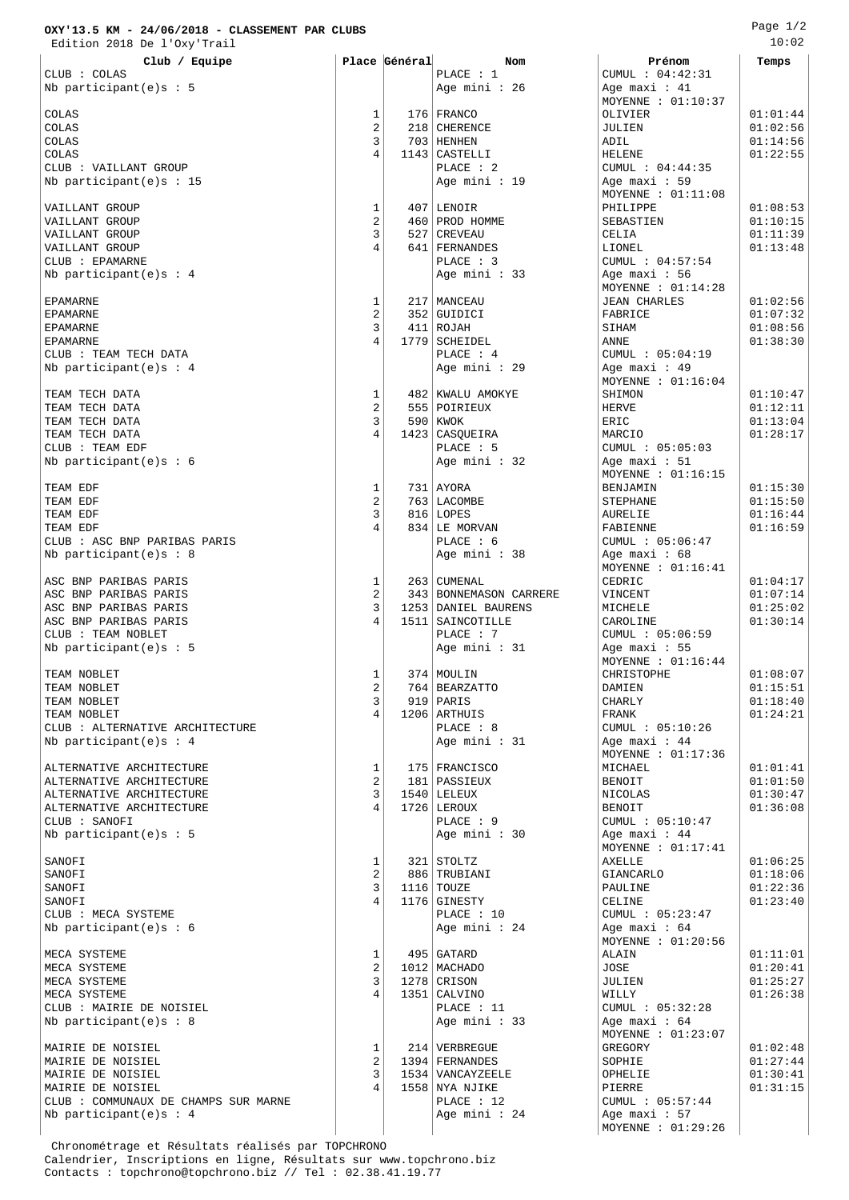**OXY'13.5 KM - 24/06/2018 - CLASSEMENT PAR CLUBS**

Edition 2018 De l'Oxy'Trail

10:02

| Club / Equipe | Place | Général | Nom | Prénom | Temps |
|---|---|---|---|---|---|
| CLUB : COLAS | | | PLACE : 1 | CUMUL : 04:42:31 | |
| Nb participant(e)s : 5 | | | Age mini : 26 | Age maxi : 41 | |
| | | | | MOYENNE : 01:10:37 | |
| COLAS | 1 | 176 | FRANCO | OLIVIER | 01:01:44 |
| COLAS | 2 | 218 | CHERENCE | JULIEN | 01:02:56 |
| COLAS | 3 | 703 | HENHEN | ADIL | 01:14:56 |
| COLAS | 4 | 1143 | CASTELLI | HELENE | 01:22:55 |
| CLUB : VAILLANT GROUP | | | PLACE : 2 | CUMUL : 04:44:35 | |
| Nb participant(e)s : 15 | | | Age mini : 19 | Age maxi : 59 | |
| | | | | MOYENNE : 01:11:08 | |
| VAILLANT GROUP | 1 | 407 | LENOIR | PHILIPPE | 01:08:53 |
| VAILLANT GROUP | 2 | 460 | PROD HOMME | SEBASTIEN | 01:10:15 |
| VAILLANT GROUP | 3 | 527 | CREVEAU | CELIA | 01:11:39 |
| VAILLANT GROUP | 4 | 641 | FERNANDES | LIONEL | 01:13:48 |
| CLUB : EPAMARNE | | | PLACE : 3 | CUMUL : 04:57:54 | |
| Nb participant(e)s : 4 | | | Age mini : 33 | Age maxi : 56 | |
| | | | | MOYENNE : 01:14:28 | |
| EPAMARNE | 1 | 217 | MANCEAU | JEAN CHARLES | 01:02:56 |
| EPAMARNE | 2 | 352 | GUIDICI | FABRICE | 01:07:32 |
| EPAMARNE | 3 | 411 | ROJAH | SIHAM | 01:08:56 |
| EPAMARNE | 4 | 1779 | SCHEIDEL | ANNE | 01:38:30 |
| CLUB : TEAM TECH DATA | | | PLACE : 4 | CUMUL : 05:04:19 | |
| Nb participant(e)s : 4 | | | Age mini : 29 | Age maxi : 49 | |
| | | | | MOYENNE : 01:16:04 | |
| TEAM TECH DATA | 1 | 482 | KWALU AMOKYE | SHIMON | 01:10:47 |
| TEAM TECH DATA | 2 | 555 | POIRIEUX | HERVE | 01:12:11 |
| TEAM TECH DATA | 3 | 590 | KWOK | ERIC | 01:13:04 |
| TEAM TECH DATA | 4 | 1423 | CASQUEIRA | MARCIO | 01:28:17 |
| CLUB : TEAM EDF | | | PLACE : 5 | CUMUL : 05:05:03 | |
| Nb participant(e)s : 6 | | | Age mini : 32 | Age maxi : 51 | |
| | | | | MOYENNE : 01:16:15 | |
| TEAM EDF | 1 | 731 | AYORA | BENJAMIN | 01:15:30 |
| TEAM EDF | 2 | 763 | LACOMBE | STEPHANE | 01:15:50 |
| TEAM EDF | 3 | 816 | LOPES | AURELIE | 01:16:44 |
| TEAM EDF | 4 | 834 | LE MORVAN | FABIENNE | 01:16:59 |
| CLUB : ASC BNP PARIBAS PARIS | | | PLACE : 6 | CUMUL : 05:06:47 | |
| Nb participant(e)s : 8 | | | Age mini : 38 | Age maxi : 68 | |
| | | | | MOYENNE : 01:16:41 | |
| ASC BNP PARIBAS PARIS | 1 | 263 | CUMENAL | CEDRIC | 01:04:17 |
| ASC BNP PARIBAS PARIS | 2 | 343 | BONNEMASON CARRERE | VINCENT | 01:07:14 |
| ASC BNP PARIBAS PARIS | 3 | 1253 | DANIEL BAURENS | MICHELE | 01:25:02 |
| ASC BNP PARIBAS PARIS | 4 | 1511 | SAINCOTILLE | CAROLINE | 01:30:14 |
| CLUB : TEAM NOBLET | | | PLACE : 7 | CUMUL : 05:06:59 | |
| Nb participant(e)s : 5 | | | Age mini : 31 | Age maxi : 55 | |
| | | | | MOYENNE : 01:16:44 | |
| TEAM NOBLET | 1 | 374 | MOULIN | CHRISTOPHE | 01:08:07 |
| TEAM NOBLET | 2 | 764 | BEARZATTO | DAMIEN | 01:15:51 |
| TEAM NOBLET | 3 | 919 | PARIS | CHARLY | 01:18:40 |
| TEAM NOBLET | 4 | 1206 | ARTHUIS | FRANK | 01:24:21 |
| CLUB : ALTERNATIVE ARCHITECTURE | | | PLACE : 8 | CUMUL : 05:10:26 | |
| Nb participant(e)s : 4 | | | Age mini : 31 | Age maxi : 44 | |
| | | | | MOYENNE : 01:17:36 | |
| ALTERNATIVE ARCHITECTURE | 1 | 175 | FRANCISCO | MICHAEL | 01:01:41 |
| ALTERNATIVE ARCHITECTURE | 2 | 181 | PASSIEUX | BENOIT | 01:01:50 |
| ALTERNATIVE ARCHITECTURE | 3 | 1540 | LELEUX | NICOLAS | 01:30:47 |
| ALTERNATIVE ARCHITECTURE | 4 | 1726 | LEROUX | BENOIT | 01:36:08 |
| CLUB : SANOFI | | | PLACE : 9 | CUMUL : 05:10:47 | |
| Nb participant(e)s : 5 | | | Age mini : 30 | Age maxi : 44 | |
| | | | | MOYENNE : 01:17:41 | |
| SANOFI | 1 | 321 | STOLTZ | AXELLE | 01:06:25 |
| SANOFI | 2 | 886 | TRUBIANI | GIANCARLO | 01:18:06 |
| SANOFI | 3 | 1116 | TOUZE | PAULINE | 01:22:36 |
| SANOFI | 4 | 1176 | GINESTY | CELINE | 01:23:40 |
| CLUB : MECA SYSTEME | | | PLACE : 10 | CUMUL : 05:23:47 | |
| Nb participant(e)s : 6 | | | Age mini : 24 | Age maxi : 64 | |
| | | | | MOYENNE : 01:20:56 | |
| MECA SYSTEME | 1 | 495 | GATARD | ALAIN | 01:11:01 |
| MECA SYSTEME | 2 | 1012 | MACHADO | JOSE | 01:20:41 |
| MECA SYSTEME | 3 | 1278 | CRISON | JULIEN | 01:25:27 |
| MECA SYSTEME | 4 | 1351 | CALVINO | WILLY | 01:26:38 |
| CLUB : MAIRIE DE NOISIEL | | | PLACE : 11 | CUMUL : 05:32:28 | |
| Nb participant(e)s : 8 | | | Age mini : 33 | Age maxi : 64 | |
| | | | | MOYENNE : 01:23:07 | |
| MAIRIE DE NOISIEL | 1 | 214 | VERBREGUE | GREGORY | 01:02:48 |
| MAIRIE DE NOISIEL | 2 | 1394 | FERNANDES | SOPHIE | 01:27:44 |
| MAIRIE DE NOISIEL | 3 | 1534 | VANCAYZEELE | OPHELIE | 01:30:41 |
| MAIRIE DE NOISIEL | 4 | 1558 | NYA NJIKE | PIERRE | 01:31:15 |
| CLUB : COMMUNAUX DE CHAMPS SUR MARNE | | | PLACE : 12 | CUMUL : 05:57:44 | |
| Nb participant(e)s : 4 | | | Age mini : 24 | Age maxi : 57 | |
| | | | | MOYENNE : 01:29:26 | |

Chronométrage et Résultats réalisés par TOPCHRONO
Calendrier, Inscriptions en ligne, Résultats sur www.topchrono.biz
Contacts : topchrono@topchrono.biz // Tel : 02.38.41.19.77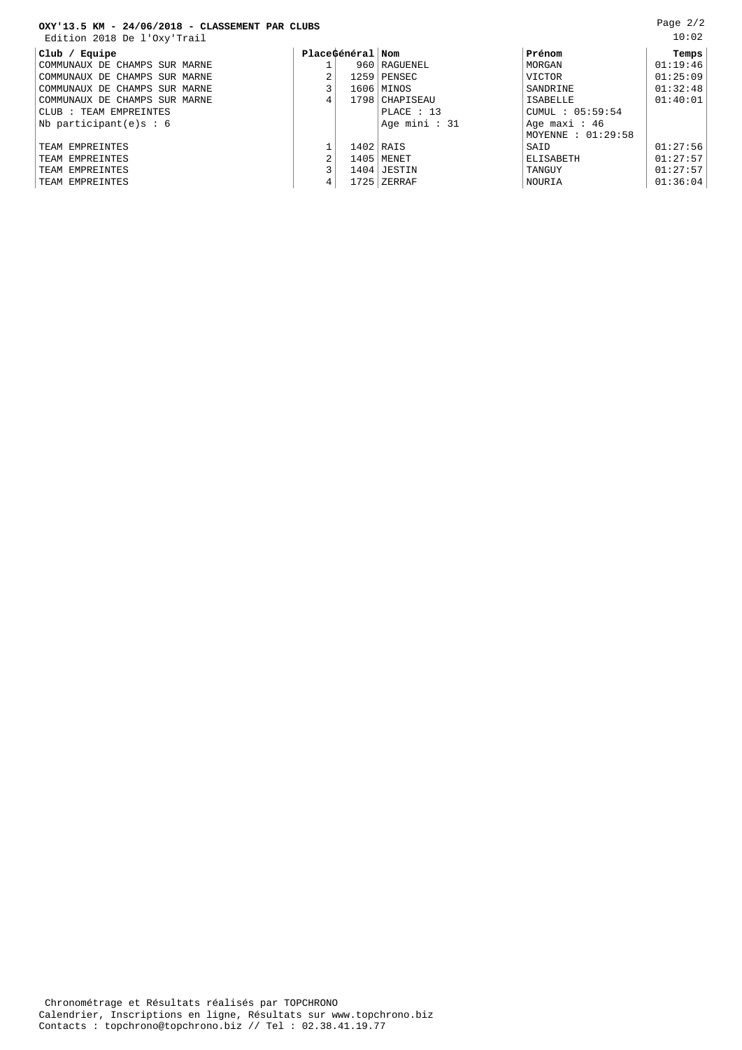**OXY'13.5 KM - 24/06/2018 - CLASSEMENT PAR CLUBS**

Edition 2018 De l'Oxy'Trail

10:02

| Club / Equipe | Place | Général | Nom | Prénom | Temps |
|---|---|---|---|---|---|
| COMMUNAUX DE CHAMPS SUR MARNE | 1 | 960 | RAGUENEL | MORGAN | 01:19:46 |
| COMMUNAUX DE CHAMPS SUR MARNE | 2 | 1259 | PENSEC | VICTOR | 01:25:09 |
| COMMUNAUX DE CHAMPS SUR MARNE | 3 | 1606 | MINOS | SANDRINE | 01:32:48 |
| COMMUNAUX DE CHAMPS SUR MARNE | 4 | 1798 | CHAPISEAU | ISABELLE | 01:40:01 |
| CLUB : TEAM EMPREINTES | | | PLACE : 13 | CUMUL : 05:59:54 | |
| Nb participant(e)s : 6 | | | Age mini : 31 | Age maxi : 46 | |
| | | | | MOYENNE : 01:29:58 | |
| TEAM EMPREINTES | 1 | 1402 | RAIS | SAID | 01:27:56 |
| TEAM EMPREINTES | 2 | 1405 | MENET | ELISABETH | 01:27:57 |
| TEAM EMPREINTES | 3 | 1404 | JESTIN | TANGUY | 01:27:57 |
| TEAM EMPREINTES | 4 | 1725 | ZERRAF | NOURIA | 01:36:04 |

Chronométrage et Résultats réalisés par TOPCHRONO
Calendrier, Inscriptions en ligne, Résultats sur www.topchrono.biz
Contacts : topchrono@topchrono.biz // Tel : 02.38.41.19.77